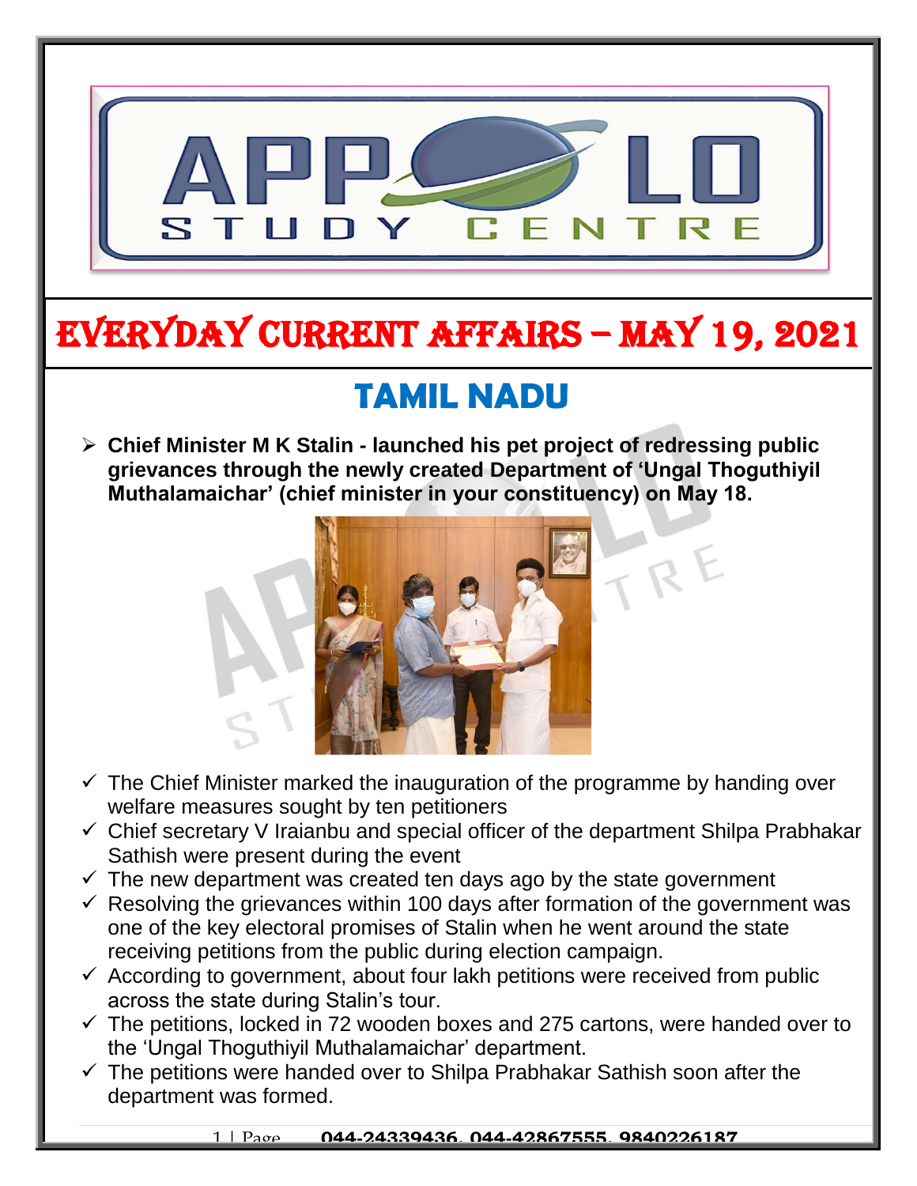# EVERYDAY CURRENT AFFAIRS – MAY 19, 2021

## TAMIL NADU

- **Chief Minister M K Stalin - launched his pet project of redressing public grievances through the newly created Department of 'Ungal Thoguthiyil Muthalamaichar' (chief minister in your constituency) on May 18.**

- ✓ The Chief Minister marked the inauguration of the programme by handing over welfare measures sought by ten petitioners
- ✓ Chief secretary V Iraianbu and special officer of the department Shilpa Prabhakar Sathish were present during the event
- ✓ The new department was created ten days ago by the state government
- ✓ Resolving the grievances within 100 days after formation of the government was one of the key electoral promises of Stalin when he went around the state receiving petitions from the public during election campaign.
- ✓ According to government, about four lakh petitions were received from public across the state during Stalin's tour.
- ✓ The petitions, locked in 72 wooden boxes and 275 cartons, were handed over to the 'Ungal Thoguthiyil Muthalamaichar' department.
- ✓ The petitions were handed over to Shilpa Prabhakar Sathish soon after the department was formed.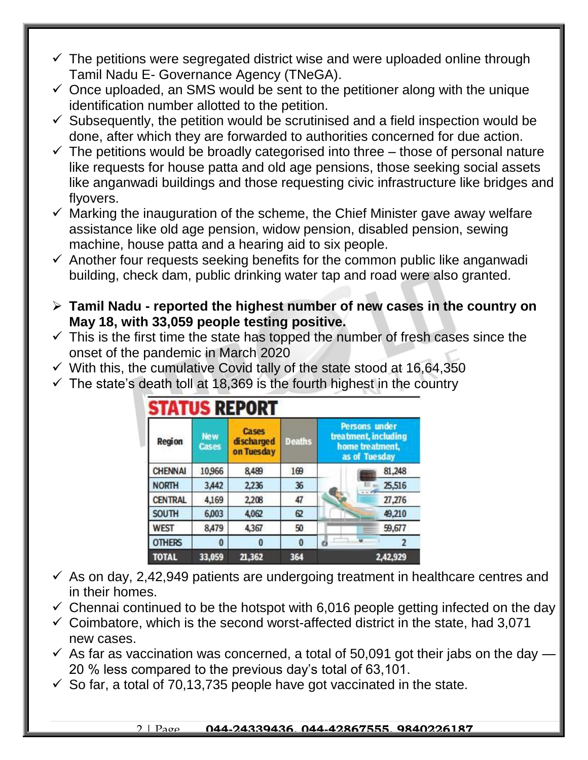- The petitions were segregated district wise and were uploaded online through Tamil Nadu E- Governance Agency (TNeGA).
- Once uploaded, an SMS would be sent to the petitioner along with the unique identification number allotted to the petition.
- Subsequently, the petition would be scrutinised and a field inspection would be done, after which they are forwarded to authorities concerned for due action.
- The petitions would be broadly categorised into three – those of personal nature like requests for house patta and old age pensions, those seeking social assets like anganwadi buildings and those requesting civic infrastructure like bridges and flyovers.
- Marking the inauguration of the scheme, the Chief Minister gave away welfare assistance like old age pension, widow pension, disabled pension, sewing machine, house patta and a hearing aid to six people.
- Another four requests seeking benefits for the common public like anganwadi building, check dam, public drinking water tap and road were also granted.

- **Tamil Nadu - reported the highest number of new cases in the country on May 18, with 33,059 people testing positive.**
- This is the first time the state has topped the number of fresh cases since the onset of the pandemic in March 2020
- With this, the cumulative Covid tally of the state stood at 16,64,350
- The state's death toll at 18,369 is the fourth highest in the country

**STATUS REPORT**

| Region | New Cases | Cases discharged on Tuesday | Deaths | Persons under treatment, including home treatment, as of Tuesday |
|---|---|---|---|---|
| CHENNAI | 10,966 | 8,489 | 169 | 81,248 |
| NORTH | 3,442 | 2,236 | 36 | 25,516 |
| CENTRAL | 4,169 | 2,208 | 47 | 27,276 |
| SOUTH | 6,003 | 4,062 | 62 | 49,210 |
| WEST | 8,479 | 4,367 | 50 | 59,677 |
| OTHERS | 0 | 0 | 0 | 2 |
| TOTAL | 33,059 | 21,362 | 364 | 2,42,929 |

- As on day, 2,42,949 patients are undergoing treatment in healthcare centres and in their homes.
- Chennai continued to be the hotspot with 6,016 people getting infected on the day
- Coimbatore, which is the second worst-affected district in the state, had 3,071 new cases.
- As far as vaccination was concerned, a total of 50,091 got their jabs on the day — 20 % less compared to the previous day's total of 63,101.
- So far, a total of 70,13,735 people have got vaccinated in the state.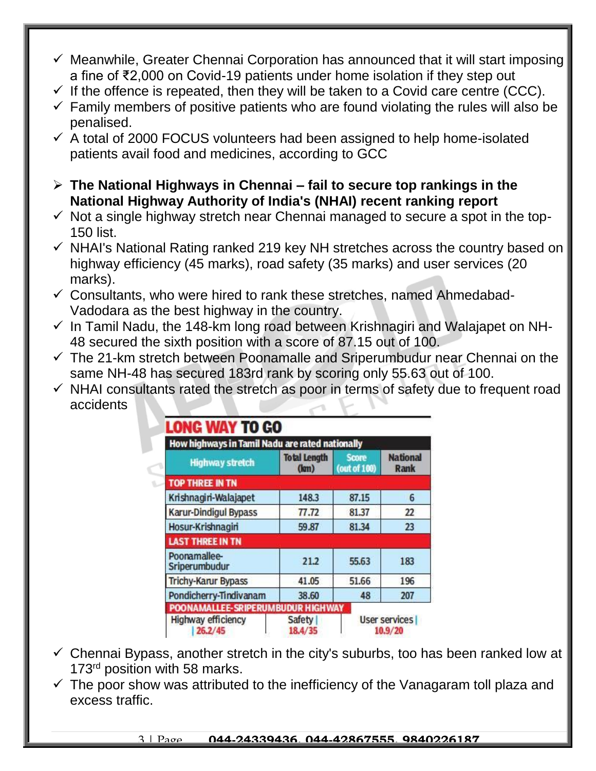- ✓ Meanwhile, Greater Chennai Corporation has announced that it will start imposing a fine of ₹2,000 on Covid-19 patients under home isolation if they step out
- ✓ If the offence is repeated, then they will be taken to a Covid care centre (CCC).
- ✓ Family members of positive patients who are found violating the rules will also be penalised.
- ✓ A total of 2000 FOCUS volunteers had been assigned to help home-isolated patients avail food and medicines, according to GCC

➢ **The National Highways in Chennai – fail to secure top rankings in the National Highway Authority of India's (NHAI) recent ranking report**

- ✓ Not a single highway stretch near Chennai managed to secure a spot in the top-150 list.
- ✓ NHAI's National Rating ranked 219 key NH stretches across the country based on highway efficiency (45 marks), road safety (35 marks) and user services (20 marks).
- ✓ Consultants, who were hired to rank these stretches, named Ahmedabad-Vadodara as the best highway in the country.
- ✓ In Tamil Nadu, the 148-km long road between Krishnagiri and Walajapet on NH-48 secured the sixth position with a score of 87.15 out of 100.
- ✓ The 21-km stretch between Poonamalle and Sriperumbudur near Chennai on the same NH-48 has secured 183rd rank by scoring only 55.63 out of 100.
- ✓ NHAI consultants rated the stretch as poor in terms of safety due to frequent road accidents

**LONG WAY TO GO**

How highways in Tamil Nadu are rated nationally

| Highway stretch | Total Length (km) | Score (out of 100) | National Rank |
|---|---|---|---|
| **TOP THREE IN TN** | | | |
| Krishnagiri-Walajapet | 148.3 | 87.15 | 6 |
| Karur-Dindigul Bypass | 77.72 | 81.37 | 22 |
| Hosur-Krishnagiri | 59.87 | 81.34 | 23 |
| **LAST THREE IN TN** | | | |
| Poonamallee-Sriperumbudur | 21.2 | 55.63 | 183 |
| Trichy-Karur Bypass | 41.05 | 51.66 | 196 |
| Pondicherry-Tindivanam | 38.60 | 48 | 207 |

**POONAMALLEE-SRIPERUMBUDUR HIGHWAY**

| Highway efficiency | Safety | User services |
|---|---|---|
| 26.2/45 | 18.4/35 | 10.9/20 |

- ✓ Chennai Bypass, another stretch in the city's suburbs, too has been ranked low at 173rd position with 58 marks.
- ✓ The poor show was attributed to the inefficiency of the Vanagaram toll plaza and excess traffic.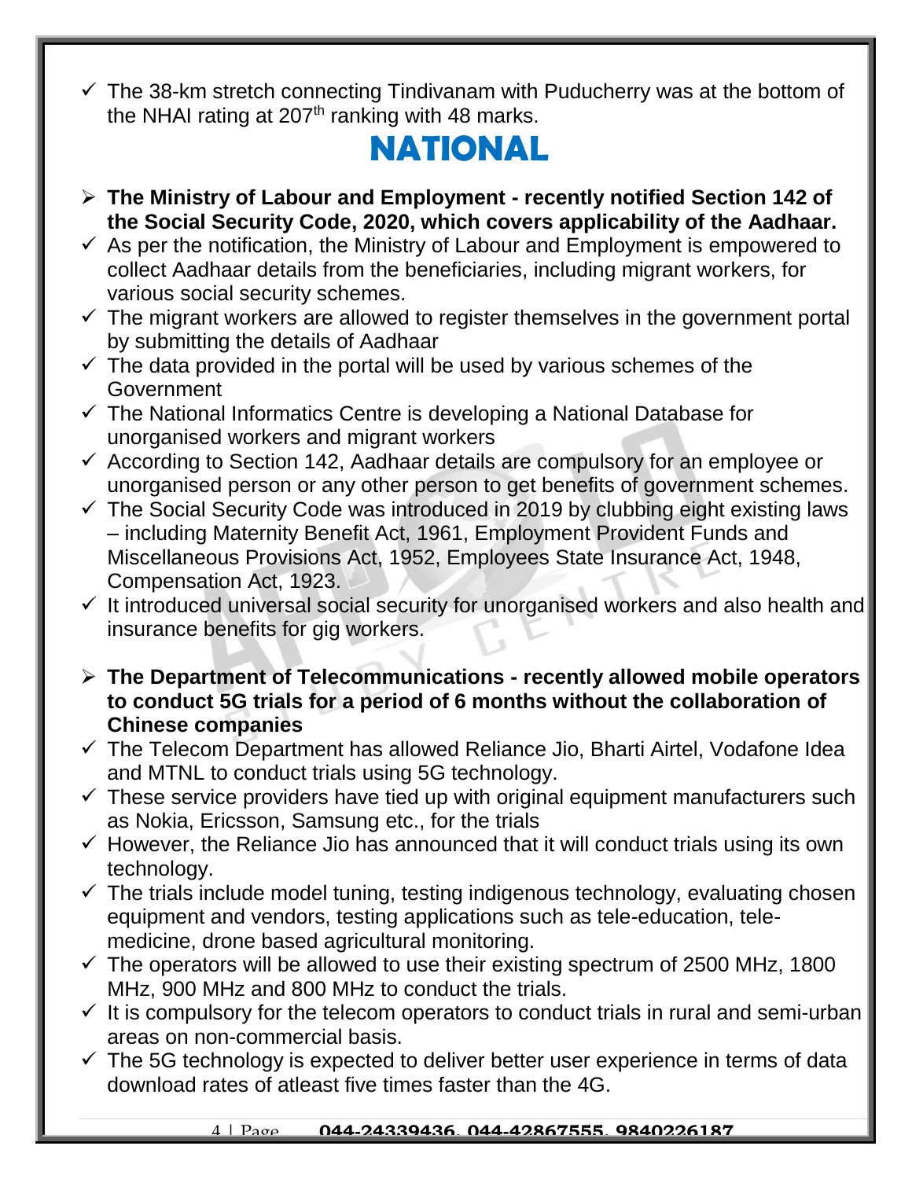- The 38-km stretch connecting Tindivanam with Puducherry was at the bottom of the NHAI rating at 207th ranking with 48 marks.

# NATIONAL

- **The Ministry of Labour and Employment - recently notified Section 142 of the Social Security Code, 2020, which covers applicability of the Aadhaar.**
  - As per the notification, the Ministry of Labour and Employment is empowered to collect Aadhaar details from the beneficiaries, including migrant workers, for various social security schemes.
  - The migrant workers are allowed to register themselves in the government portal by submitting the details of Aadhaar
  - The data provided in the portal will be used by various schemes of the Government
  - The National Informatics Centre is developing a National Database for unorganised workers and migrant workers
  - According to Section 142, Aadhaar details are compulsory for an employee or unorganised person or any other person to get benefits of government schemes.
  - The Social Security Code was introduced in 2019 by clubbing eight existing laws – including Maternity Benefit Act, 1961, Employment Provident Funds and Miscellaneous Provisions Act, 1952, Employees State Insurance Act, 1948, Compensation Act, 1923.
  - It introduced universal social security for unorganised workers and also health and insurance benefits for gig workers.

- **The Department of Telecommunications - recently allowed mobile operators to conduct 5G trials for a period of 6 months without the collaboration of Chinese companies**
  - The Telecom Department has allowed Reliance Jio, Bharti Airtel, Vodafone Idea and MTNL to conduct trials using 5G technology.
  - These service providers have tied up with original equipment manufacturers such as Nokia, Ericsson, Samsung etc., for the trials
  - However, the Reliance Jio has announced that it will conduct trials using its own technology.
  - The trials include model tuning, testing indigenous technology, evaluating chosen equipment and vendors, testing applications such as tele-education, tele-medicine, drone based agricultural monitoring.
  - The operators will be allowed to use their existing spectrum of 2500 MHz, 1800 MHz, 900 MHz and 800 MHz to conduct the trials.
  - It is compulsory for the telecom operators to conduct trials in rural and semi-urban areas on non-commercial basis.
  - The 5G technology is expected to deliver better user experience in terms of data download rates of atleast five times faster than the 4G.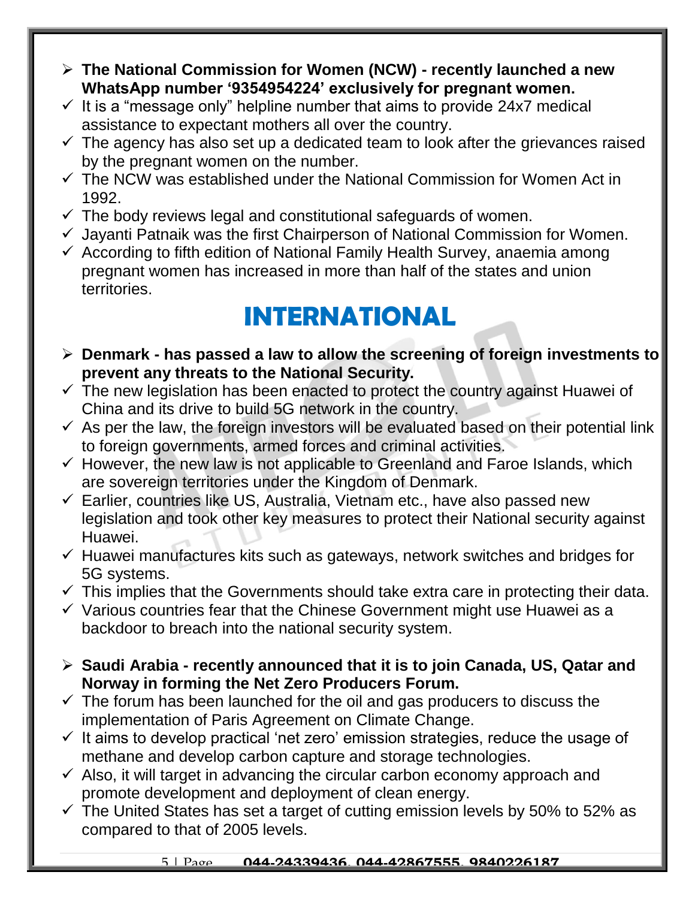- **The National Commission for Women (NCW) - recently launched a new WhatsApp number '9354954224' exclusively for pregnant women.**
  - It is a "message only" helpline number that aims to provide 24x7 medical assistance to expectant mothers all over the country.
  - The agency has also set up a dedicated team to look after the grievances raised by the pregnant women on the number.
  - The NCW was established under the National Commission for Women Act in 1992.
  - The body reviews legal and constitutional safeguards of women.
  - Jayanti Patnaik was the first Chairperson of National Commission for Women.
  - According to fifth edition of National Family Health Survey, anaemia among pregnant women has increased in more than half of the states and union territories.

# INTERNATIONAL

- **Denmark - has passed a law to allow the screening of foreign investments to prevent any threats to the National Security.**
  - The new legislation has been enacted to protect the country against Huawei of China and its drive to build 5G network in the country.
  - As per the law, the foreign investors will be evaluated based on their potential link to foreign governments, armed forces and criminal activities.
  - However, the new law is not applicable to Greenland and Faroe Islands, which are sovereign territories under the Kingdom of Denmark.
  - Earlier, countries like US, Australia, Vietnam etc., have also passed new legislation and took other key measures to protect their National security against Huawei.
  - Huawei manufactures kits such as gateways, network switches and bridges for 5G systems.
  - This implies that the Governments should take extra care in protecting their data.
  - Various countries fear that the Chinese Government might use Huawei as a backdoor to breach into the national security system.

- **Saudi Arabia - recently announced that it is to join Canada, US, Qatar and Norway in forming the Net Zero Producers Forum.**
  - The forum has been launched for the oil and gas producers to discuss the implementation of Paris Agreement on Climate Change.
  - It aims to develop practical 'net zero' emission strategies, reduce the usage of methane and develop carbon capture and storage technologies.
  - Also, it will target in advancing the circular carbon economy approach and promote development and deployment of clean energy.
  - The United States has set a target of cutting emission levels by 50% to 52% as compared to that of 2005 levels.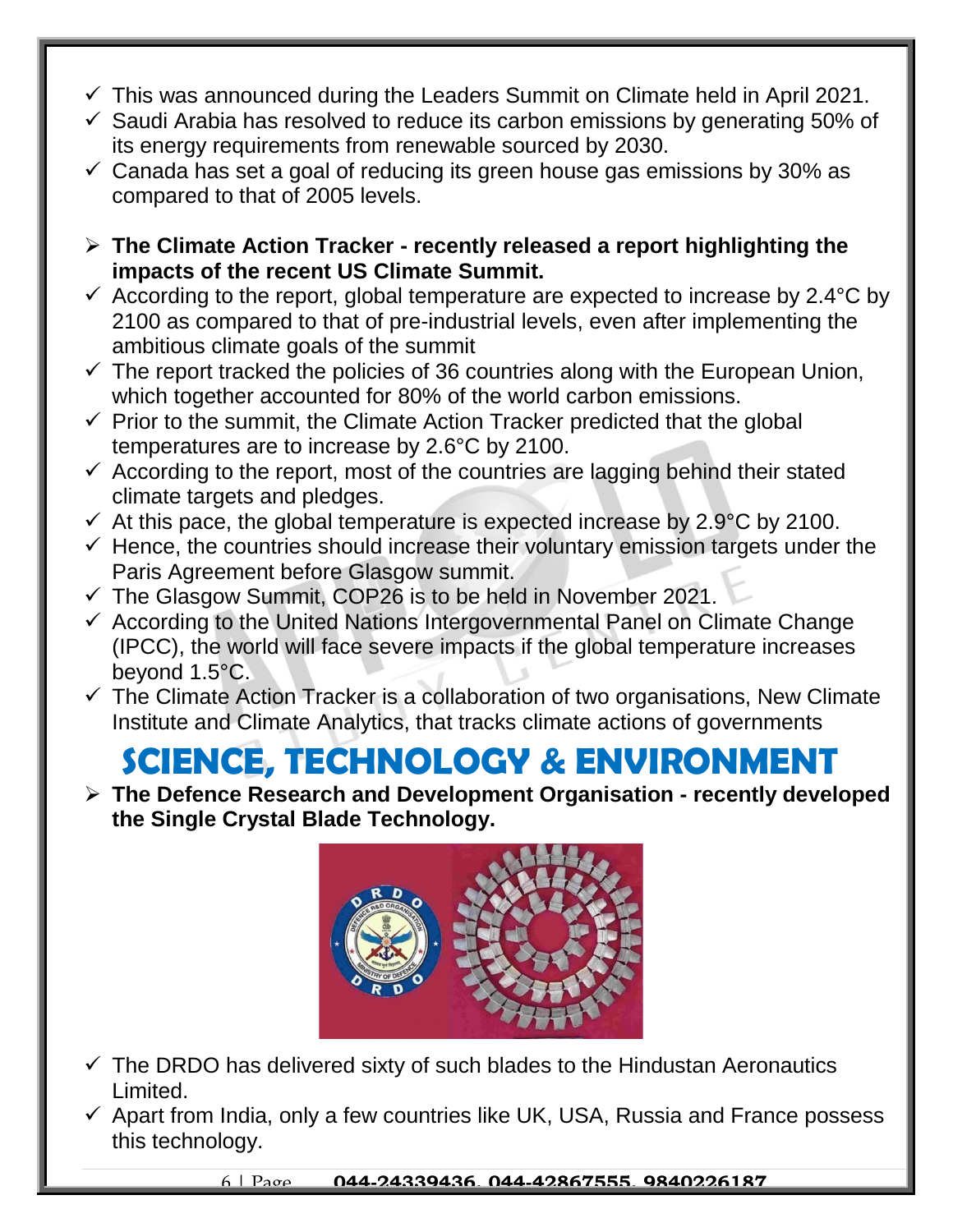- ✓ This was announced during the Leaders Summit on Climate held in April 2021.
- ✓ Saudi Arabia has resolved to reduce its carbon emissions by generating 50% of its energy requirements from renewable sourced by 2030.
- ✓ Canada has set a goal of reducing its green house gas emissions by 30% as compared to that of 2005 levels.

➢ **The Climate Action Tracker - recently released a report highlighting the impacts of the recent US Climate Summit.**

- ✓ According to the report, global temperature are expected to increase by 2.4°C by 2100 as compared to that of pre-industrial levels, even after implementing the ambitious climate goals of the summit
- ✓ The report tracked the policies of 36 countries along with the European Union, which together accounted for 80% of the world carbon emissions.
- ✓ Prior to the summit, the Climate Action Tracker predicted that the global temperatures are to increase by 2.6°C by 2100.
- ✓ According to the report, most of the countries are lagging behind their stated climate targets and pledges.
- ✓ At this pace, the global temperature is expected increase by 2.9°C by 2100.
- ✓ Hence, the countries should increase their voluntary emission targets under the Paris Agreement before Glasgow summit.
- ✓ The Glasgow Summit, COP26 is to be held in November 2021.
- ✓ According to the United Nations Intergovernmental Panel on Climate Change (IPCC), the world will face severe impacts if the global temperature increases beyond 1.5°C.
- ✓ The Climate Action Tracker is a collaboration of two organisations, New Climate Institute and Climate Analytics, that tracks climate actions of governments

# SCIENCE, TECHNOLOGY & ENVIRONMENT

➢ **The Defence Research and Development Organisation - recently developed the Single Crystal Blade Technology.**

- ✓ The DRDO has delivered sixty of such blades to the Hindustan Aeronautics Limited.
- ✓ Apart from India, only a few countries like UK, USA, Russia and France possess this technology.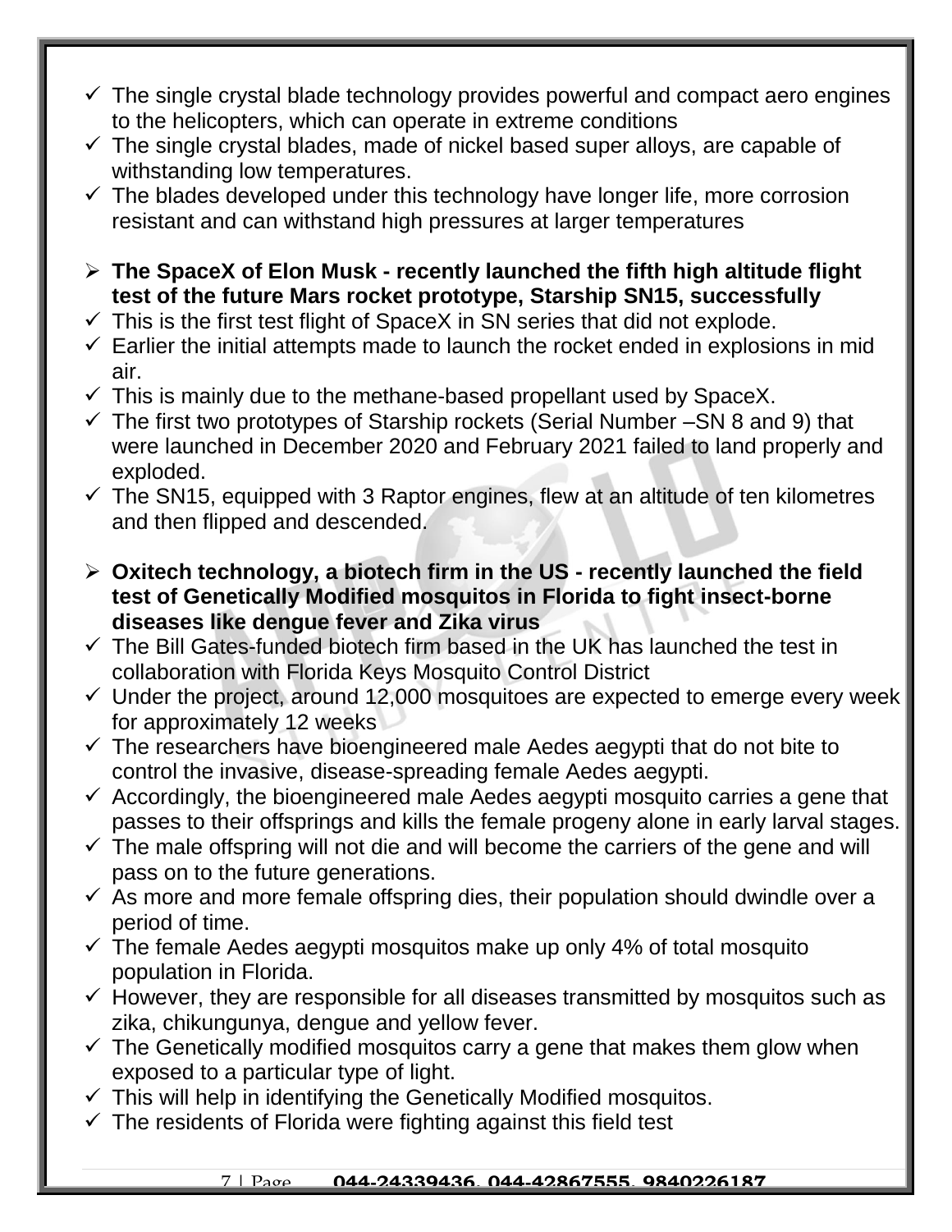- ✓ The single crystal blade technology provides powerful and compact aero engines to the helicopters, which can operate in extreme conditions
- ✓ The single crystal blades, made of nickel based super alloys, are capable of withstanding low temperatures.
- ✓ The blades developed under this technology have longer life, more corrosion resistant and can withstand high pressures at larger temperatures

➢ **The SpaceX of Elon Musk - recently launched the fifth high altitude flight test of the future Mars rocket prototype, Starship SN15, successfully**

- ✓ This is the first test flight of SpaceX in SN series that did not explode.
- ✓ Earlier the initial attempts made to launch the rocket ended in explosions in mid air.
- ✓ This is mainly due to the methane-based propellant used by SpaceX.
- ✓ The first two prototypes of Starship rockets (Serial Number –SN 8 and 9) that were launched in December 2020 and February 2021 failed to land properly and exploded.
- ✓ The SN15, equipped with 3 Raptor engines, flew at an altitude of ten kilometres and then flipped and descended.

➢ **Oxitech technology, a biotech firm in the US - recently launched the field test of Genetically Modified mosquitos in Florida to fight insect-borne diseases like dengue fever and Zika virus**

- ✓ The Bill Gates-funded biotech firm based in the UK has launched the test in collaboration with Florida Keys Mosquito Control District
- ✓ Under the project, around 12,000 mosquitoes are expected to emerge every week for approximately 12 weeks
- ✓ The researchers have bioengineered male Aedes aegypti that do not bite to control the invasive, disease-spreading female Aedes aegypti.
- ✓ Accordingly, the bioengineered male Aedes aegypti mosquito carries a gene that passes to their offsprings and kills the female progeny alone in early larval stages.
- ✓ The male offspring will not die and will become the carriers of the gene and will pass on to the future generations.
- ✓ As more and more female offspring dies, their population should dwindle over a period of time.
- ✓ The female Aedes aegypti mosquitos make up only 4% of total mosquito population in Florida.
- ✓ However, they are responsible for all diseases transmitted by mosquitos such as zika, chikungunya, dengue and yellow fever.
- ✓ The Genetically modified mosquitos carry a gene that makes them glow when exposed to a particular type of light.
- ✓ This will help in identifying the Genetically Modified mosquitos.
- ✓ The residents of Florida were fighting against this field test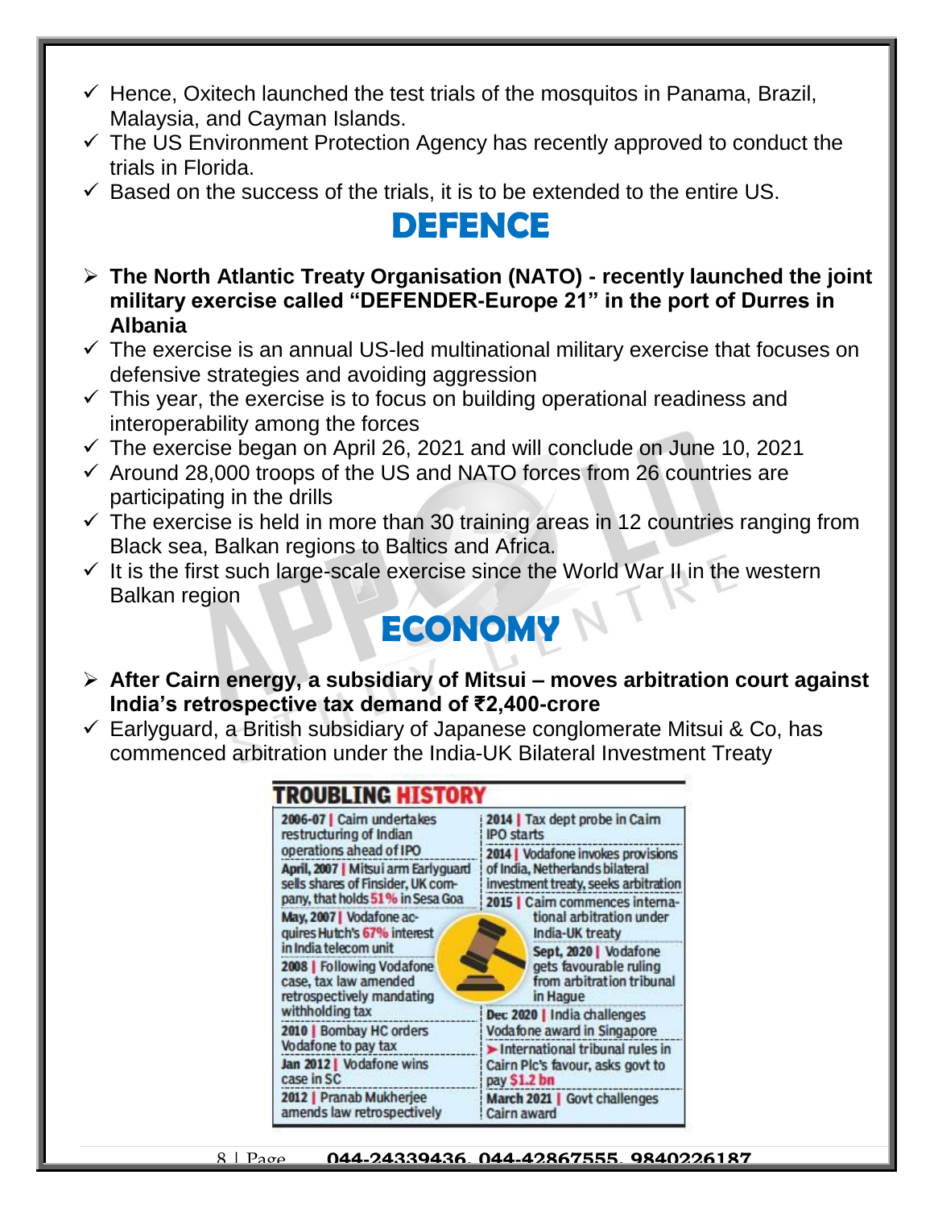- ✓ Hence, Oxitech launched the test trials of the mosquitos in Panama, Brazil, Malaysia, and Cayman Islands.
- ✓ The US Environment Protection Agency has recently approved to conduct the trials in Florida.
- ✓ Based on the success of the trials, it is to be extended to the entire US.

# DEFENCE

- **The North Atlantic Treaty Organisation (NATO) - recently launched the joint military exercise called "DEFENDER-Europe 21" in the port of Durres in Albania**
- ✓ The exercise is an annual US-led multinational military exercise that focuses on defensive strategies and avoiding aggression
- ✓ This year, the exercise is to focus on building operational readiness and interoperability among the forces
- ✓ The exercise began on April 26, 2021 and will conclude on June 10, 2021
- ✓ Around 28,000 troops of the US and NATO forces from 26 countries are participating in the drills
- ✓ The exercise is held in more than 30 training areas in 12 countries ranging from Black sea, Balkan regions to Baltics and Africa.
- ✓ It is the first such large-scale exercise since the World War II in the western Balkan region

# ECONOMY

- **After Cairn energy, a subsidiary of Mitsui – moves arbitration court against India's retrospective tax demand of ₹2,400-crore**
- ✓ Earlyguard, a British subsidiary of Japanese conglomerate Mitsui & Co, has commenced arbitration under the India-UK Bilateral Investment Treaty

**TROUBLING HISTORY**

- **2006-07** | Cairn undertakes restructuring of Indian operations ahead of IPO
- **April, 2007** | Mitsui arm Earlyguard sells shares of Finsider, UK company, that holds 51% in Sesa Goa
- **May, 2007** | Vodafone acquires Hutch's 67% interest in India telecom unit
- **2008** | Following Vodafone case, tax law amended retrospectively mandating withholding tax
- **2010** | Bombay HC orders Vodafone to pay tax
- **Jan 2012** | Vodafone wins case in SC
- **2012** | Pranab Mukherjee amends law retrospectively
- **2014** | Tax dept probe in Cairn IPO starts
- **2014** | Vodafone invokes provisions of India, Netherlands bilateral investment treaty, seeks arbitration
- **2015** | Cairn commences international arbitration under India-UK treaty
- **Sept, 2020** | Vodafone gets favourable ruling from arbitration tribunal in Hague
- **Dec 2020** | India challenges Vodafone award in Singapore
  - International tribunal rules in Cairn Plc's favour, asks govt to pay $1.2 bn
- **March 2021** | Govt challenges Cairn award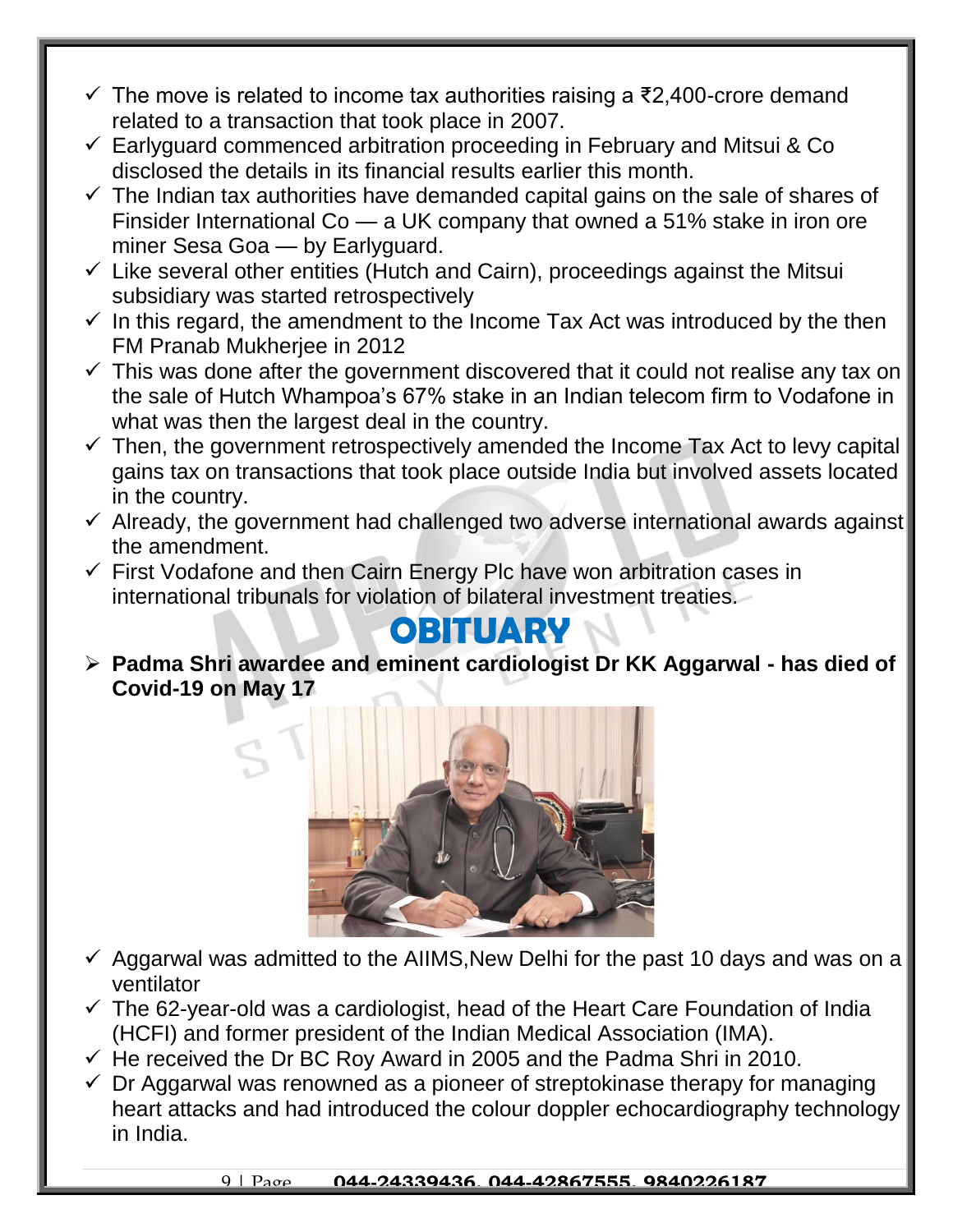- ✓ The move is related to income tax authorities raising a ₹2,400-crore demand related to a transaction that took place in 2007.
- ✓ Earlyguard commenced arbitration proceeding in February and Mitsui & Co disclosed the details in its financial results earlier this month.
- ✓ The Indian tax authorities have demanded capital gains on the sale of shares of Finsider International Co — a UK company that owned a 51% stake in iron ore miner Sesa Goa — by Earlyguard.
- ✓ Like several other entities (Hutch and Cairn), proceedings against the Mitsui subsidiary was started retrospectively
- ✓ In this regard, the amendment to the Income Tax Act was introduced by the then FM Pranab Mukherjee in 2012
- ✓ This was done after the government discovered that it could not realise any tax on the sale of Hutch Whampoa's 67% stake in an Indian telecom firm to Vodafone in what was then the largest deal in the country.
- ✓ Then, the government retrospectively amended the Income Tax Act to levy capital gains tax on transactions that took place outside India but involved assets located in the country.
- ✓ Already, the government had challenged two adverse international awards against the amendment.
- ✓ First Vodafone and then Cairn Energy Plc have won arbitration cases in international tribunals for violation of bilateral investment treaties.

# OBITUARY

- ➢ **Padma Shri awardee and eminent cardiologist Dr KK Aggarwal - has died of Covid-19 on May 17**

- ✓ Aggarwal was admitted to the AIIMS,New Delhi for the past 10 days and was on a ventilator
- ✓ The 62-year-old was a cardiologist, head of the Heart Care Foundation of India (HCFI) and former president of the Indian Medical Association (IMA).
- ✓ He received the Dr BC Roy Award in 2005 and the Padma Shri in 2010.
- ✓ Dr Aggarwal was renowned as a pioneer of streptokinase therapy for managing heart attacks and had introduced the colour doppler echocardiography technology in India.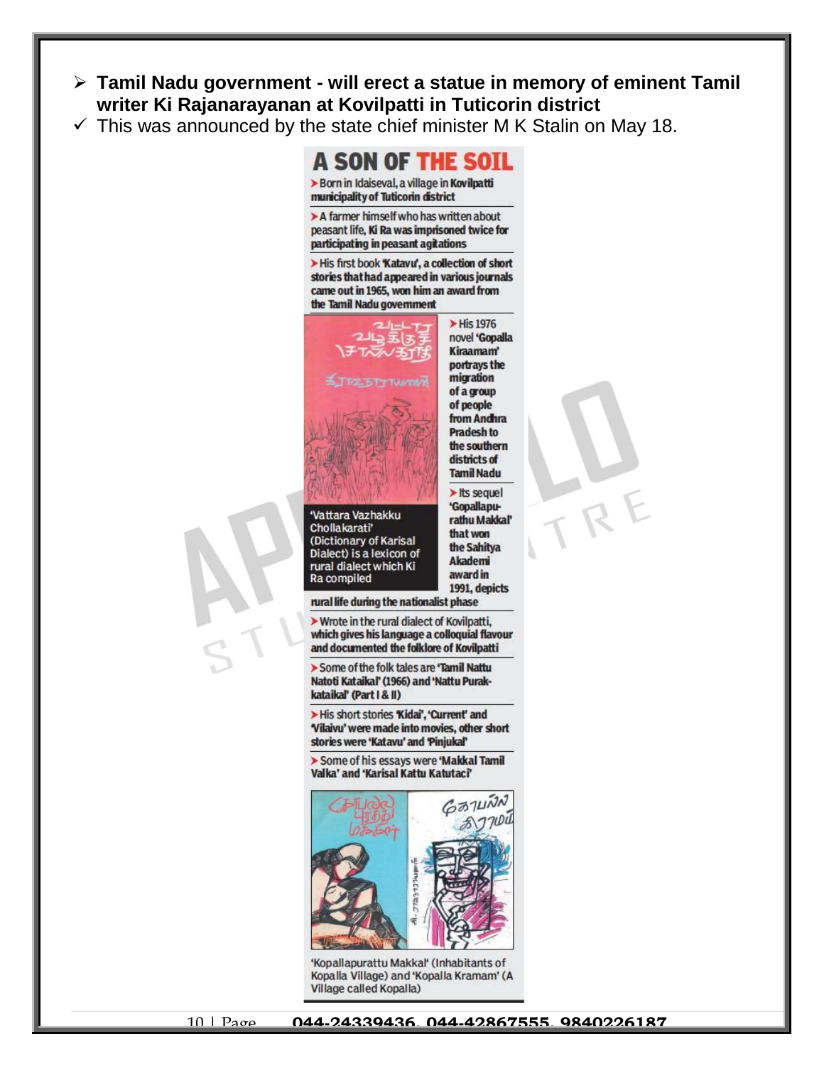- **Tamil Nadu government - will erect a statue in memory of eminent Tamil writer Ki Rajanarayanan at Kovilpatti in Tuticorin district**
- This was announced by the state chief minister M K Stalin on May 18.

## A SON OF THE SOIL

- Born in Idaiseval, a village in **Kovilpatti municipality of Tuticorin district**
- A farmer himself who has written about peasant life, **Ki Ra was imprisoned twice for participating in peasant agitations**
- His first book **'Katavu', a collection of short stories that had appeared in various journals came out in 1965, won him an award from the Tamil Nadu government**
- His 1976 novel **'Gopalla Kiraamam' portrays the migration of a group of people from Andhra Pradesh to the southern districts of Tamil Nadu**
- Its sequel **'Gopallapurathu Makkal' that won the Sahitya Akademi award in 1991, depicts rural life during the nationalist phase**

'Vattara Vazhakku Chollakarati' (Dictionary of Karisal Dialect) is a lexicon of rural dialect which Ki Ra compiled

- Wrote in the rural dialect of Kovilpatti, **which gives his language a colloquial flavour and documented the folklore of Kovilpatti**
- Some of the folk tales are **'Tamil Nattu Natoti Kataikal' (1966) and 'Nattu Purak-kataikal' (Part I & II)**
- His short stories **'Kidai', 'Current' and 'Vilaivu' were made into movies, other short stories were 'Katavu' and 'Pinjukal'**
- Some of his essays were **'Makkal Tamil Valka' and 'Karisal Kattu Katutaci'**

'Kopallapurattu Makkal' (Inhabitants of Kopalla Village) and 'Kopalla Kramam' (A Village called Kopalla)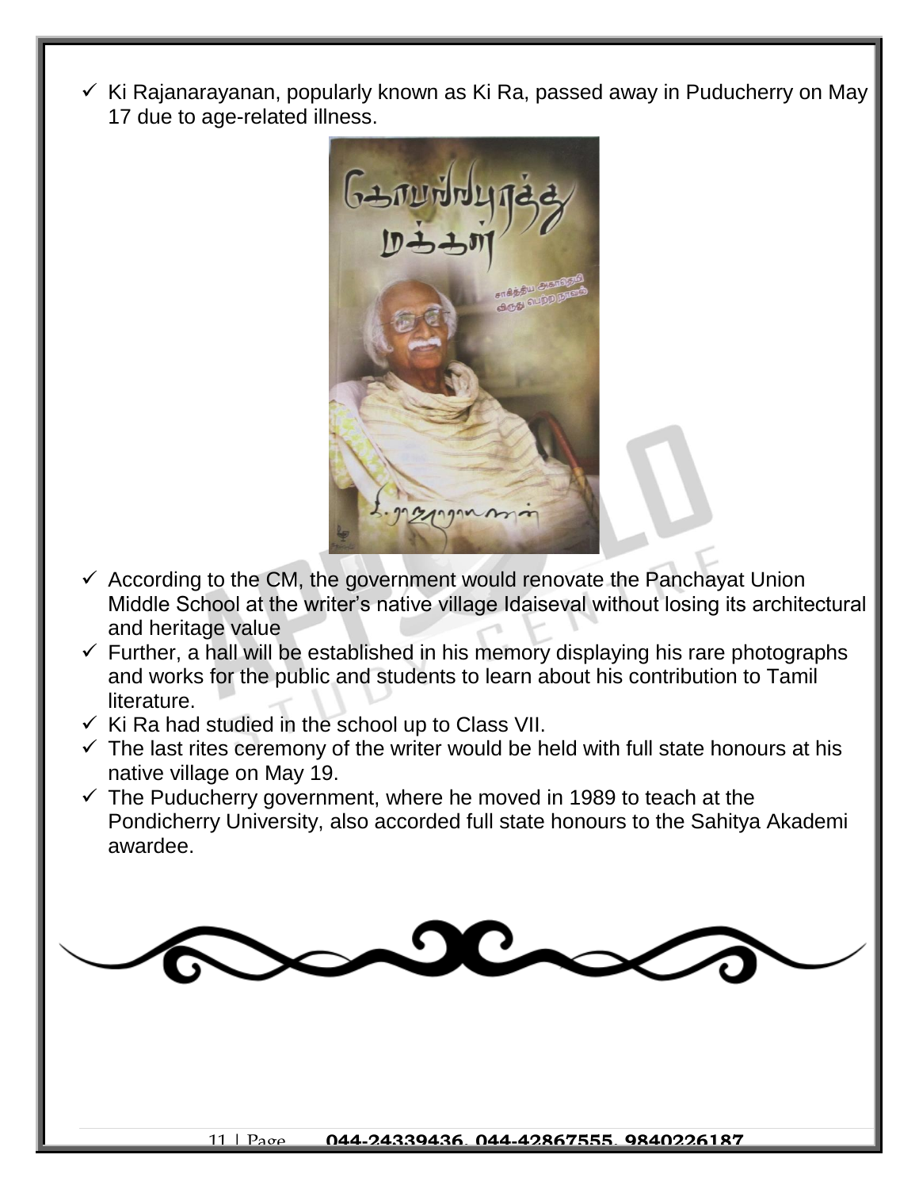- ✓ Ki Rajanarayanan, popularly known as Ki Ra, passed away in Puducherry on May 17 due to age-related illness.
- ✓ According to the CM, the government would renovate the Panchayat Union Middle School at the writer's native village Idaiseval without losing its architectural and heritage value
- ✓ Further, a hall will be established in his memory displaying his rare photographs and works for the public and students to learn about his contribution to Tamil literature.
- ✓ Ki Ra had studied in the school up to Class VII.
- ✓ The last rites ceremony of the writer would be held with full state honours at his native village on May 19.
- ✓ The Puducherry government, where he moved in 1989 to teach at the Pondicherry University, also accorded full state honours to the Sahitya Akademi awardee.